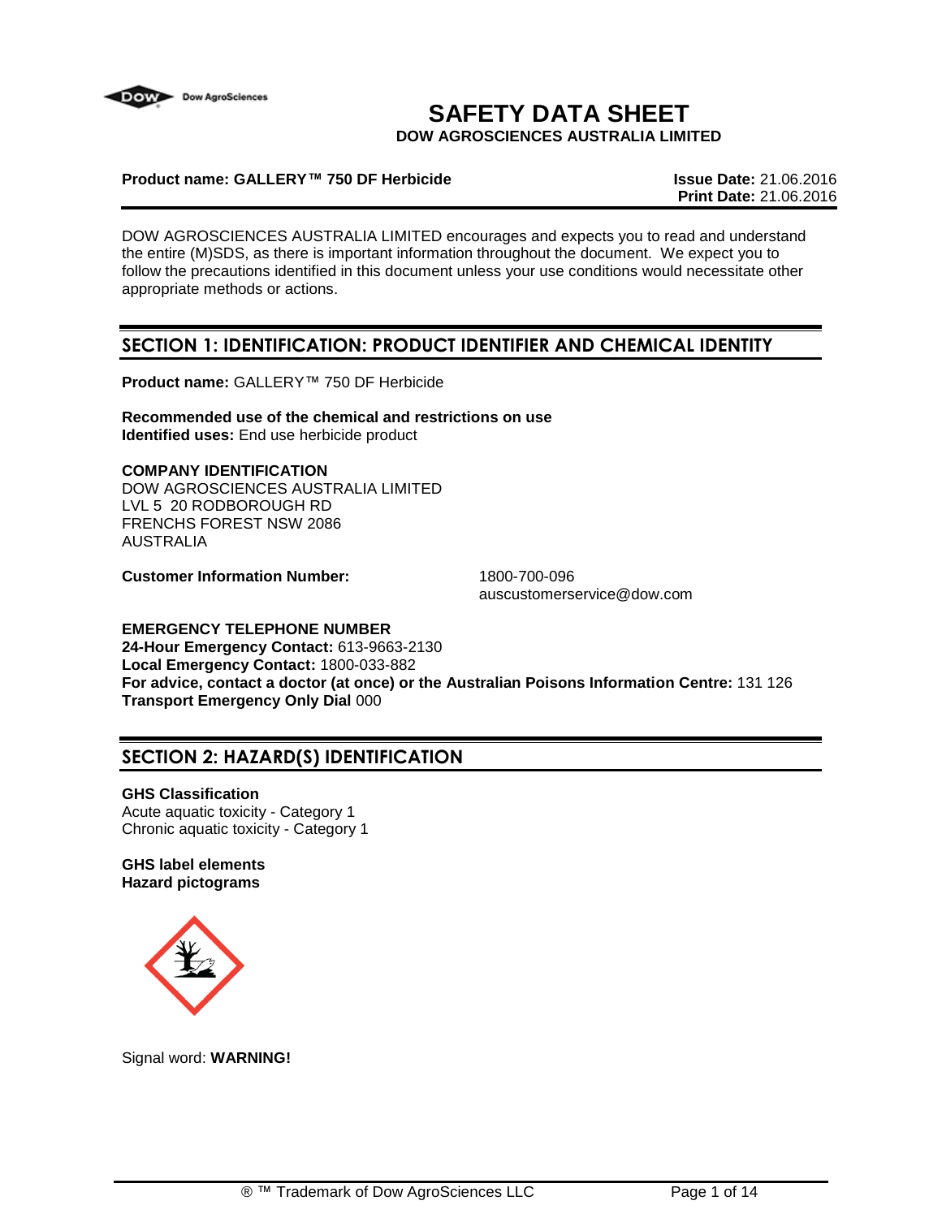# SAFETY DATA SHEET

**DOW AGROSCIENCES AUSTRALIA LIMITED**

**Product name: GALLERY™ 750 DF Herbicide**

**Issue Date:** 21.06.2016
**Print Date:** 21.06.2016

DOW AGROSCIENCES AUSTRALIA LIMITED encourages and expects you to read and understand the entire (M)SDS, as there is important information throughout the document. We expect you to follow the precautions identified in this document unless your use conditions would necessitate other appropriate methods or actions.

## SECTION 1: IDENTIFICATION: PRODUCT IDENTIFIER AND CHEMICAL IDENTITY

**Product name:** GALLERY™ 750 DF Herbicide

**Recommended use of the chemical and restrictions on use**
**Identified uses:** End use herbicide product

**COMPANY IDENTIFICATION**
DOW AGROSCIENCES AUSTRALIA LIMITED
LVL 5 20 RODBOROUGH RD
FRENCHS FOREST NSW 2086
AUSTRALIA

**Customer Information Number:** 1800-700-096
auscustomerservice@dow.com

**EMERGENCY TELEPHONE NUMBER**
**24-Hour Emergency Contact:** 613-9663-2130
**Local Emergency Contact:** 1800-033-882
**For advice, contact a doctor (at once) or the Australian Poisons Information Centre:** 131 126
**Transport Emergency Only Dial** 000

## SECTION 2: HAZARD(S) IDENTIFICATION

**GHS Classification**
Acute aquatic toxicity - Category 1
Chronic aquatic toxicity - Category 1

**GHS label elements**
**Hazard pictograms**

Signal word: **WARNING!**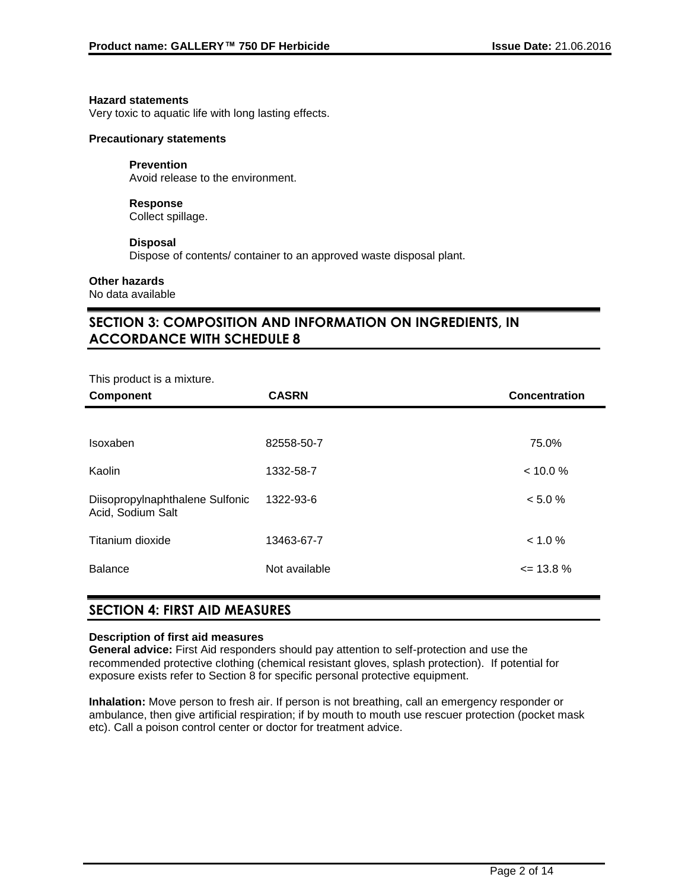**Hazard statements**
Very toxic to aquatic life with long lasting effects.

**Precautionary statements**

**Prevention**
Avoid release to the environment.

**Response**
Collect spillage.

**Disposal**
Dispose of contents/ container to an approved waste disposal plant.

**Other hazards**
No data available

## SECTION 3: COMPOSITION AND INFORMATION ON INGREDIENTS, IN ACCORDANCE WITH SCHEDULE 8

This product is a mixture.

| Component | CASRN | Concentration |
|---|---|---|
| Isoxaben | 82558-50-7 | 75.0% |
| Kaolin | 1332-58-7 | < 10.0 % |
| Diisopropylnaphthalene Sulfonic Acid, Sodium Salt | 1322-93-6 | < 5.0 % |
| Titanium dioxide | 13463-67-7 | < 1.0 % |
| Balance | Not available | <= 13.8 % |

## SECTION 4: FIRST AID MEASURES

**Description of first aid measures**
**General advice:** First Aid responders should pay attention to self-protection and use the recommended protective clothing (chemical resistant gloves, splash protection). If potential for exposure exists refer to Section 8 for specific personal protective equipment.

**Inhalation:** Move person to fresh air. If person is not breathing, call an emergency responder or ambulance, then give artificial respiration; if by mouth to mouth use rescuer protection (pocket mask etc). Call a poison control center or doctor for treatment advice.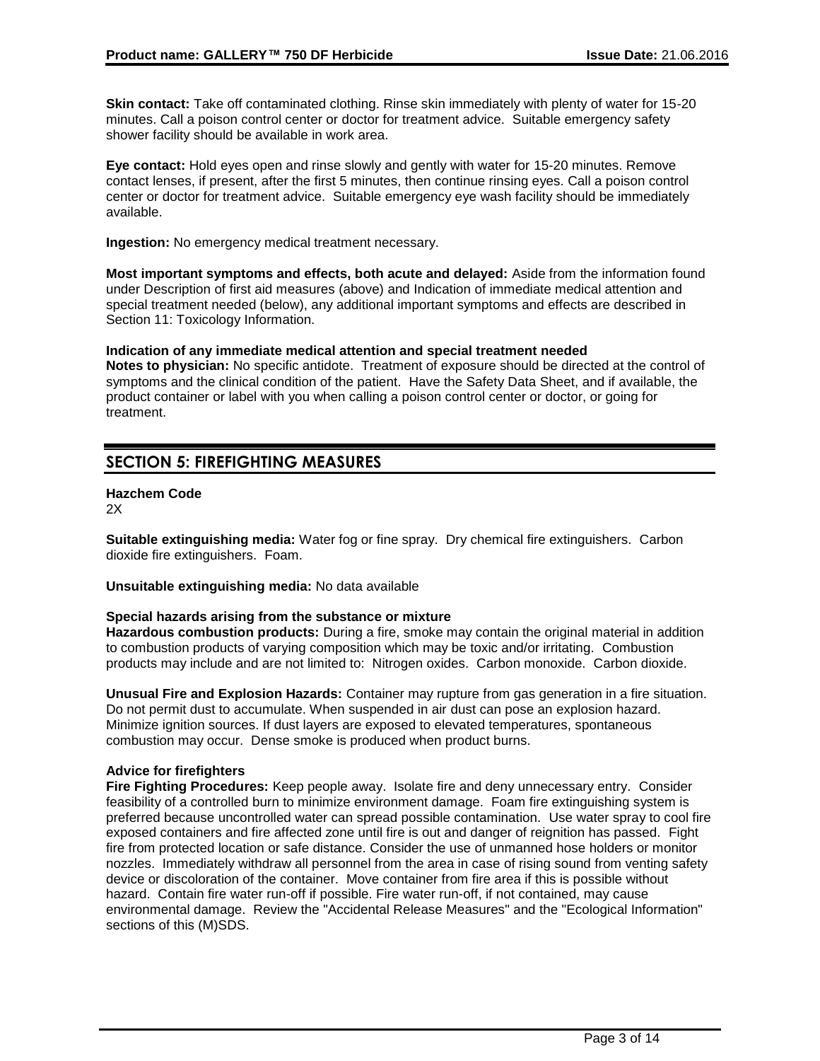**Skin contact:** Take off contaminated clothing. Rinse skin immediately with plenty of water for 15-20 minutes. Call a poison control center or doctor for treatment advice. Suitable emergency safety shower facility should be available in work area.

**Eye contact:** Hold eyes open and rinse slowly and gently with water for 15-20 minutes. Remove contact lenses, if present, after the first 5 minutes, then continue rinsing eyes. Call a poison control center or doctor for treatment advice. Suitable emergency eye wash facility should be immediately available.

**Ingestion:** No emergency medical treatment necessary.

**Most important symptoms and effects, both acute and delayed:** Aside from the information found under Description of first aid measures (above) and Indication of immediate medical attention and special treatment needed (below), any additional important symptoms and effects are described in Section 11: Toxicology Information.

**Indication of any immediate medical attention and special treatment needed**

**Notes to physician:** No specific antidote. Treatment of exposure should be directed at the control of symptoms and the clinical condition of the patient. Have the Safety Data Sheet, and if available, the product container or label with you when calling a poison control center or doctor, or going for treatment.

## SECTION 5: FIREFIGHTING MEASURES

**Hazchem Code**

2X

**Suitable extinguishing media:** Water fog or fine spray. Dry chemical fire extinguishers. Carbon dioxide fire extinguishers. Foam.

**Unsuitable extinguishing media:** No data available

**Special hazards arising from the substance or mixture**

**Hazardous combustion products:** During a fire, smoke may contain the original material in addition to combustion products of varying composition which may be toxic and/or irritating. Combustion products may include and are not limited to: Nitrogen oxides. Carbon monoxide. Carbon dioxide.

**Unusual Fire and Explosion Hazards:** Container may rupture from gas generation in a fire situation. Do not permit dust to accumulate. When suspended in air dust can pose an explosion hazard. Minimize ignition sources. If dust layers are exposed to elevated temperatures, spontaneous combustion may occur. Dense smoke is produced when product burns.

**Advice for firefighters**

**Fire Fighting Procedures:** Keep people away. Isolate fire and deny unnecessary entry. Consider feasibility of a controlled burn to minimize environment damage. Foam fire extinguishing system is preferred because uncontrolled water can spread possible contamination. Use water spray to cool fire exposed containers and fire affected zone until fire is out and danger of reignition has passed. Fight fire from protected location or safe distance. Consider the use of unmanned hose holders or monitor nozzles. Immediately withdraw all personnel from the area in case of rising sound from venting safety device or discoloration of the container. Move container from fire area if this is possible without hazard. Contain fire water run-off if possible. Fire water run-off, if not contained, may cause environmental damage. Review the "Accidental Release Measures" and the "Ecological Information" sections of this (M)SDS.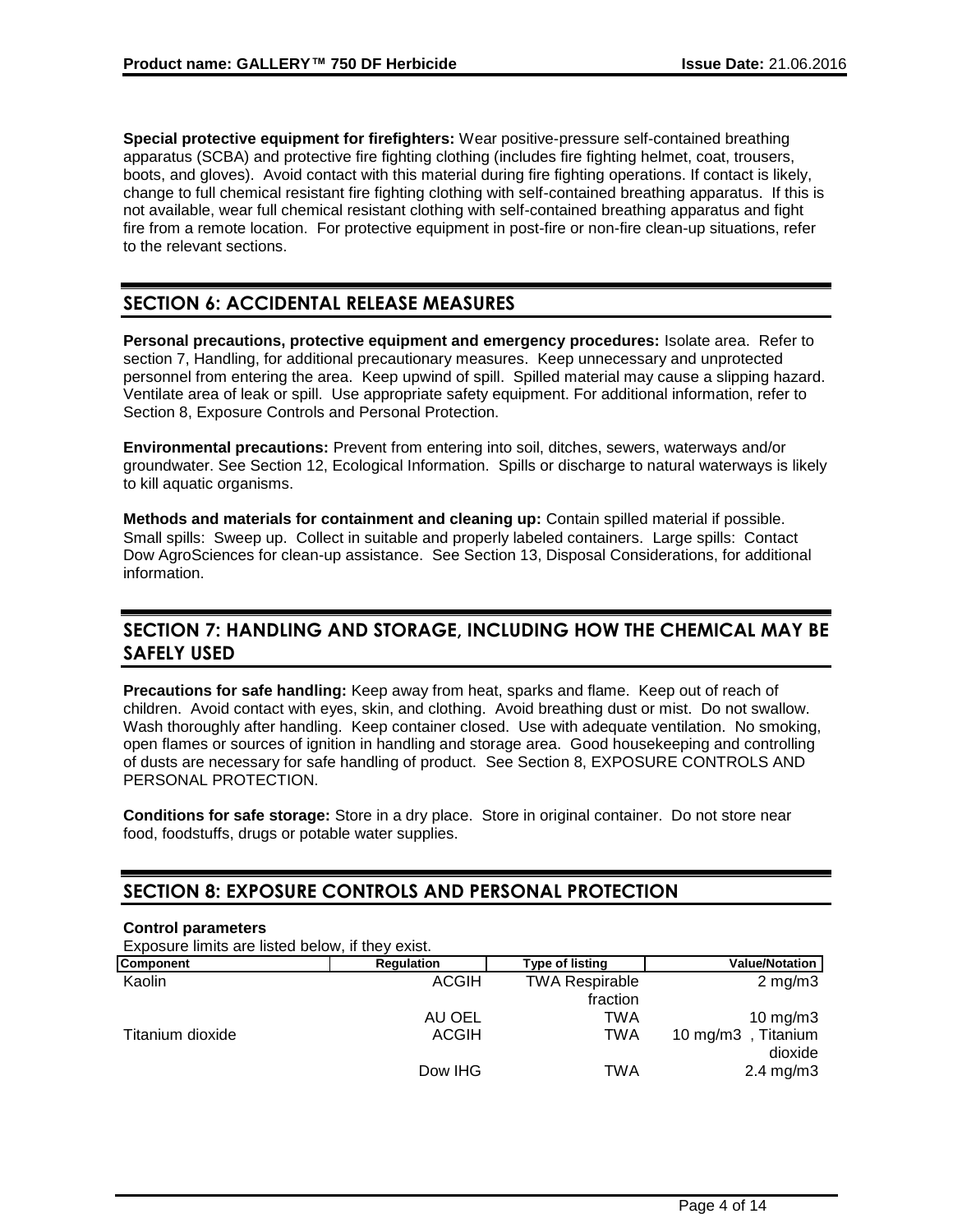**Special protective equipment for firefighters:** Wear positive-pressure self-contained breathing apparatus (SCBA) and protective fire fighting clothing (includes fire fighting helmet, coat, trousers, boots, and gloves). Avoid contact with this material during fire fighting operations. If contact is likely, change to full chemical resistant fire fighting clothing with self-contained breathing apparatus. If this is not available, wear full chemical resistant clothing with self-contained breathing apparatus and fight fire from a remote location. For protective equipment in post-fire or non-fire clean-up situations, refer to the relevant sections.

## SECTION 6: ACCIDENTAL RELEASE MEASURES

**Personal precautions, protective equipment and emergency procedures:** Isolate area. Refer to section 7, Handling, for additional precautionary measures. Keep unnecessary and unprotected personnel from entering the area. Keep upwind of spill. Spilled material may cause a slipping hazard. Ventilate area of leak or spill. Use appropriate safety equipment. For additional information, refer to Section 8, Exposure Controls and Personal Protection.

**Environmental precautions:** Prevent from entering into soil, ditches, sewers, waterways and/or groundwater. See Section 12, Ecological Information. Spills or discharge to natural waterways is likely to kill aquatic organisms.

**Methods and materials for containment and cleaning up:** Contain spilled material if possible. Small spills: Sweep up. Collect in suitable and properly labeled containers. Large spills: Contact Dow AgroSciences for clean-up assistance. See Section 13, Disposal Considerations, for additional information.

## SECTION 7: HANDLING AND STORAGE, INCLUDING HOW THE CHEMICAL MAY BE SAFELY USED

**Precautions for safe handling:** Keep away from heat, sparks and flame. Keep out of reach of children. Avoid contact with eyes, skin, and clothing. Avoid breathing dust or mist. Do not swallow. Wash thoroughly after handling. Keep container closed. Use with adequate ventilation. No smoking, open flames or sources of ignition in handling and storage area. Good housekeeping and controlling of dusts are necessary for safe handling of product. See Section 8, EXPOSURE CONTROLS AND PERSONAL PROTECTION.

**Conditions for safe storage:** Store in a dry place. Store in original container. Do not store near food, foodstuffs, drugs or potable water supplies.

## SECTION 8: EXPOSURE CONTROLS AND PERSONAL PROTECTION

**Control parameters**

Exposure limits are listed below, if they exist.

| Component | Regulation | Type of listing | Value/Notation |
|---|---|---|---|
| Kaolin | ACGIH | TWA Respirable fraction | 2 mg/m3 |
| | AU OEL | TWA | 10 mg/m3 |
| Titanium dioxide | ACGIH | TWA | 10 mg/m3 , Titanium dioxide |
| | Dow IHG | TWA | 2.4 mg/m3 |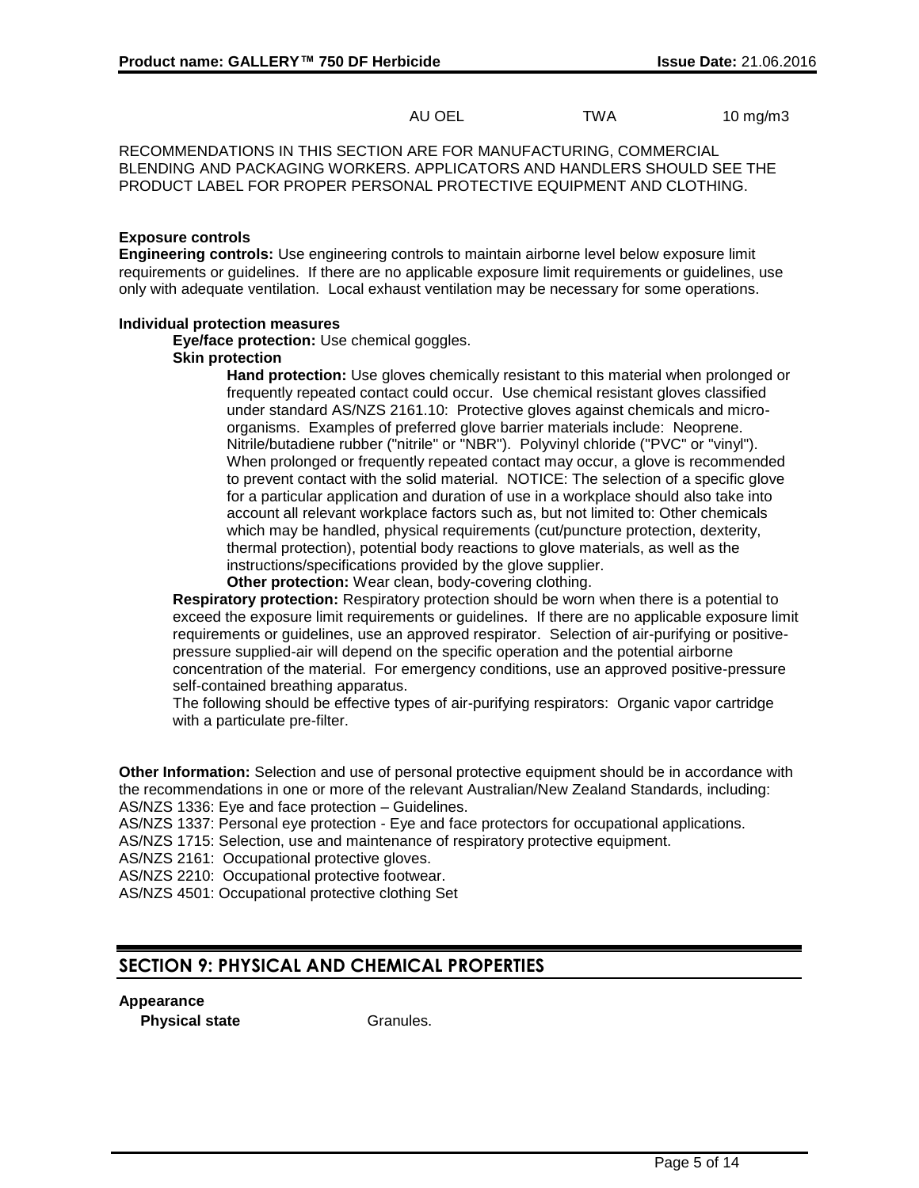| | | | |
|---|---|---|---|
| | AU OEL | TWA | 10 mg/m3 |

RECOMMENDATIONS IN THIS SECTION ARE FOR MANUFACTURING, COMMERCIAL BLENDING AND PACKAGING WORKERS. APPLICATORS AND HANDLERS SHOULD SEE THE PRODUCT LABEL FOR PROPER PERSONAL PROTECTIVE EQUIPMENT AND CLOTHING.

**Exposure controls**

**Engineering controls:** Use engineering controls to maintain airborne level below exposure limit requirements or guidelines. If there are no applicable exposure limit requirements or guidelines, use only with adequate ventilation. Local exhaust ventilation may be necessary for some operations.

**Individual protection measures**

**Eye/face protection:** Use chemical goggles.

**Skin protection**

**Hand protection:** Use gloves chemically resistant to this material when prolonged or frequently repeated contact could occur. Use chemical resistant gloves classified under standard AS/NZS 2161.10: Protective gloves against chemicals and micro-organisms. Examples of preferred glove barrier materials include: Neoprene. Nitrile/butadiene rubber ("nitrile" or "NBR"). Polyvinyl chloride ("PVC" or "vinyl"). When prolonged or frequently repeated contact may occur, a glove is recommended to prevent contact with the solid material. NOTICE: The selection of a specific glove for a particular application and duration of use in a workplace should also take into account all relevant workplace factors such as, but not limited to: Other chemicals which may be handled, physical requirements (cut/puncture protection, dexterity, thermal protection), potential body reactions to glove materials, as well as the instructions/specifications provided by the glove supplier.

**Other protection:** Wear clean, body-covering clothing.

**Respiratory protection:** Respiratory protection should be worn when there is a potential to exceed the exposure limit requirements or guidelines. If there are no applicable exposure limit requirements or guidelines, use an approved respirator. Selection of air-purifying or positive-pressure supplied-air will depend on the specific operation and the potential airborne concentration of the material. For emergency conditions, use an approved positive-pressure self-contained breathing apparatus.

The following should be effective types of air-purifying respirators: Organic vapor cartridge with a particulate pre-filter.

**Other Information:** Selection and use of personal protective equipment should be in accordance with the recommendations in one or more of the relevant Australian/New Zealand Standards, including:
AS/NZS 1336: Eye and face protection – Guidelines.
AS/NZS 1337: Personal eye protection - Eye and face protectors for occupational applications.
AS/NZS 1715: Selection, use and maintenance of respiratory protective equipment.
AS/NZS 2161: Occupational protective gloves.
AS/NZS 2210: Occupational protective footwear.
AS/NZS 4501: Occupational protective clothing Set

## SECTION 9: PHYSICAL AND CHEMICAL PROPERTIES

**Appearance**

**Physical state** Granules.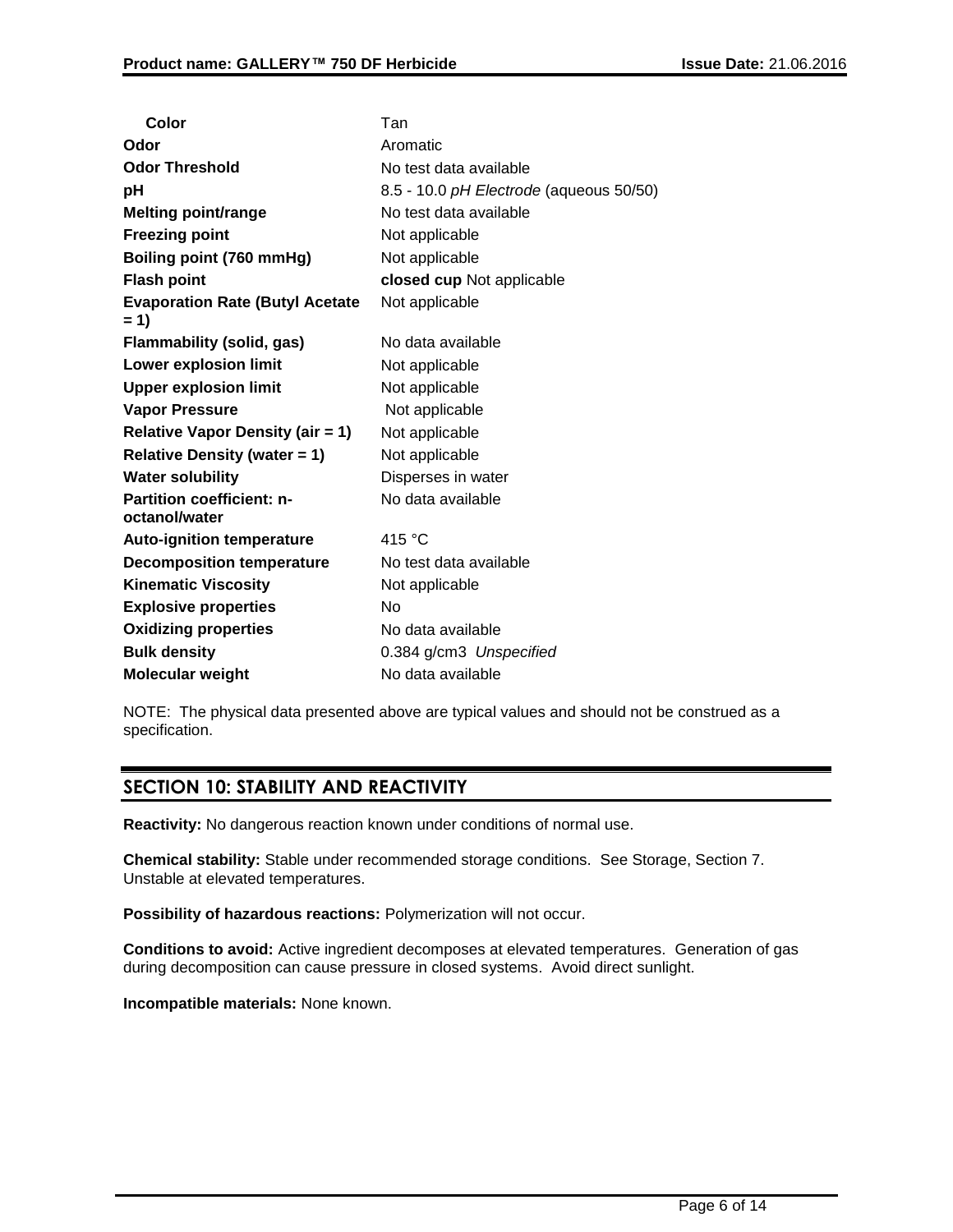| | |
|---|---|
| **Color** | Tan |
| **Odor** | Aromatic |
| **Odor Threshold** | No test data available |
| **pH** | 8.5 - 10.0 *pH Electrode* (aqueous 50/50) |
| **Melting point/range** | No test data available |
| **Freezing point** | Not applicable |
| **Boiling point (760 mmHg)** | Not applicable |
| **Flash point** | **closed cup** Not applicable |
| **Evaporation Rate (Butyl Acetate = 1)** | Not applicable |
| **Flammability (solid, gas)** | No data available |
| **Lower explosion limit** | Not applicable |
| **Upper explosion limit** | Not applicable |
| **Vapor Pressure** | Not applicable |
| **Relative Vapor Density (air = 1)** | Not applicable |
| **Relative Density (water = 1)** | Not applicable |
| **Water solubility** | Disperses in water |
| **Partition coefficient: n-octanol/water** | No data available |
| **Auto-ignition temperature** | 415 °C |
| **Decomposition temperature** | No test data available |
| **Kinematic Viscosity** | Not applicable |
| **Explosive properties** | No |
| **Oxidizing properties** | No data available |
| **Bulk density** | 0.384 g/cm3 *Unspecified* |
| **Molecular weight** | No data available |

NOTE: The physical data presented above are typical values and should not be construed as a specification.

## SECTION 10: STABILITY AND REACTIVITY

**Reactivity:** No dangerous reaction known under conditions of normal use.

**Chemical stability:** Stable under recommended storage conditions. See Storage, Section 7. Unstable at elevated temperatures.

**Possibility of hazardous reactions:** Polymerization will not occur.

**Conditions to avoid:** Active ingredient decomposes at elevated temperatures. Generation of gas during decomposition can cause pressure in closed systems. Avoid direct sunlight.

**Incompatible materials:** None known.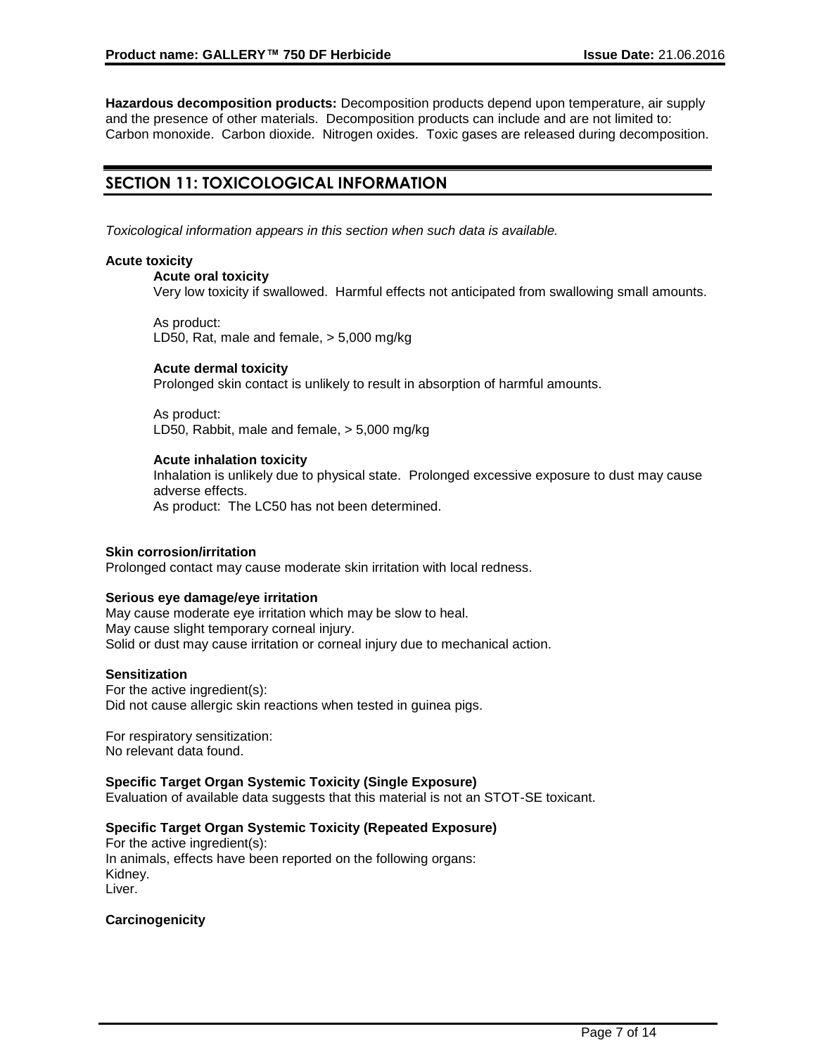**Hazardous decomposition products:** Decomposition products depend upon temperature, air supply and the presence of other materials. Decomposition products can include and are not limited to: Carbon monoxide. Carbon dioxide. Nitrogen oxides. Toxic gases are released during decomposition.

## SECTION 11: TOXICOLOGICAL INFORMATION

*Toxicological information appears in this section when such data is available.*

**Acute toxicity**

**Acute oral toxicity**

Very low toxicity if swallowed. Harmful effects not anticipated from swallowing small amounts.

As product:
LD50, Rat, male and female, > 5,000 mg/kg

**Acute dermal toxicity**

Prolonged skin contact is unlikely to result in absorption of harmful amounts.

As product:
LD50, Rabbit, male and female, > 5,000 mg/kg

**Acute inhalation toxicity**

Inhalation is unlikely due to physical state. Prolonged excessive exposure to dust may cause adverse effects.
As product: The LC50 has not been determined.

**Skin corrosion/irritation**

Prolonged contact may cause moderate skin irritation with local redness.

**Serious eye damage/eye irritation**

May cause moderate eye irritation which may be slow to heal.
May cause slight temporary corneal injury.
Solid or dust may cause irritation or corneal injury due to mechanical action.

**Sensitization**

For the active ingredient(s):
Did not cause allergic skin reactions when tested in guinea pigs.

For respiratory sensitization:
No relevant data found.

**Specific Target Organ Systemic Toxicity (Single Exposure)**

Evaluation of available data suggests that this material is not an STOT-SE toxicant.

**Specific Target Organ Systemic Toxicity (Repeated Exposure)**

For the active ingredient(s):
In animals, effects have been reported on the following organs:
Kidney.
Liver.

**Carcinogenicity**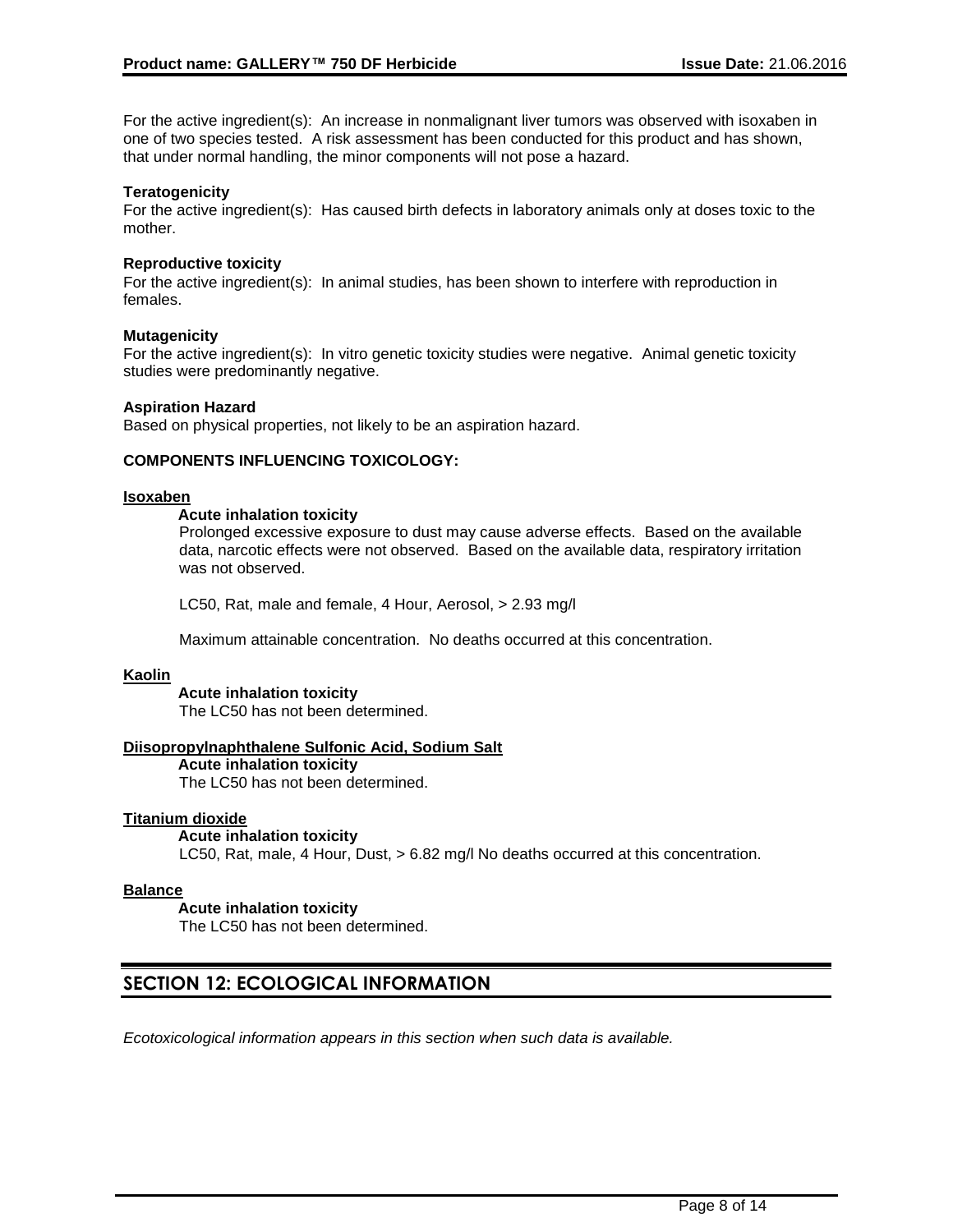For the active ingredient(s): An increase in nonmalignant liver tumors was observed with isoxaben in one of two species tested. A risk assessment has been conducted for this product and has shown, that under normal handling, the minor components will not pose a hazard.

**Teratogenicity**

For the active ingredient(s): Has caused birth defects in laboratory animals only at doses toxic to the mother.

**Reproductive toxicity**

For the active ingredient(s): In animal studies, has been shown to interfere with reproduction in females.

**Mutagenicity**

For the active ingredient(s): In vitro genetic toxicity studies were negative. Animal genetic toxicity studies were predominantly negative.

**Aspiration Hazard**

Based on physical properties, not likely to be an aspiration hazard.

**COMPONENTS INFLUENCING TOXICOLOGY:**

**Isoxaben**

**Acute inhalation toxicity**

Prolonged excessive exposure to dust may cause adverse effects. Based on the available data, narcotic effects were not observed. Based on the available data, respiratory irritation was not observed.

LC50, Rat, male and female, 4 Hour, Aerosol, > 2.93 mg/l

Maximum attainable concentration. No deaths occurred at this concentration.

**Kaolin**

**Acute inhalation toxicity**

The LC50 has not been determined.

**Diisopropylnaphthalene Sulfonic Acid, Sodium Salt**

**Acute inhalation toxicity**

The LC50 has not been determined.

**Titanium dioxide**

**Acute inhalation toxicity**

LC50, Rat, male, 4 Hour, Dust, > 6.82 mg/l No deaths occurred at this concentration.

**Balance**

**Acute inhalation toxicity**

The LC50 has not been determined.

## SECTION 12: ECOLOGICAL INFORMATION

*Ecotoxicological information appears in this section when such data is available.*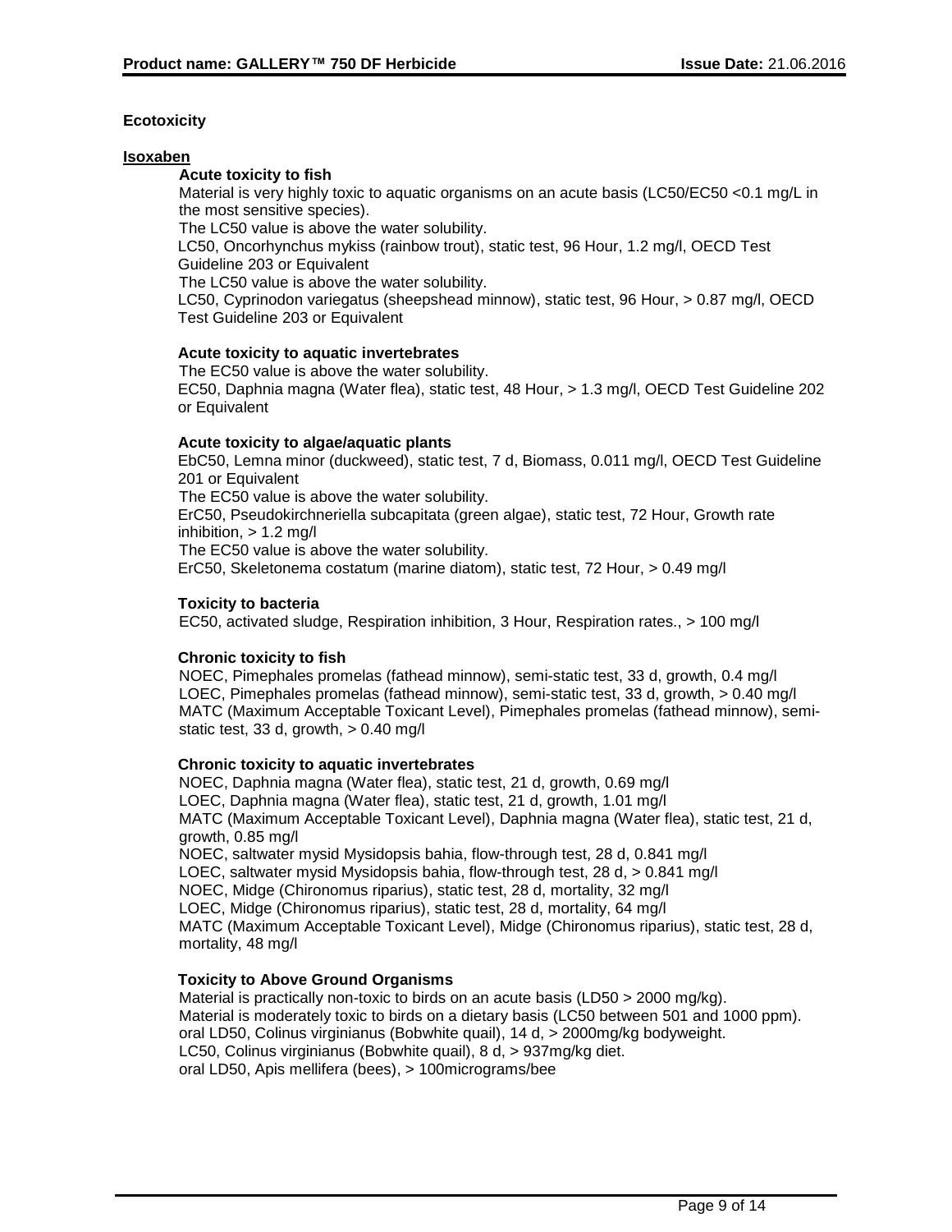## Ecotoxicity

### Isoxaben

**Acute toxicity to fish**

Material is very highly toxic to aquatic organisms on an acute basis (LC50/EC50 <0.1 mg/L in the most sensitive species).

The LC50 value is above the water solubility.

LC50, Oncorhynchus mykiss (rainbow trout), static test, 96 Hour, 1.2 mg/l, OECD Test Guideline 203 or Equivalent

The LC50 value is above the water solubility.

LC50, Cyprinodon variegatus (sheepshead minnow), static test, 96 Hour, > 0.87 mg/l, OECD Test Guideline 203 or Equivalent

**Acute toxicity to aquatic invertebrates**

The EC50 value is above the water solubility.

EC50, Daphnia magna (Water flea), static test, 48 Hour, > 1.3 mg/l, OECD Test Guideline 202 or Equivalent

**Acute toxicity to algae/aquatic plants**

EbC50, Lemna minor (duckweed), static test, 7 d, Biomass, 0.011 mg/l, OECD Test Guideline 201 or Equivalent

The EC50 value is above the water solubility.

ErC50, Pseudokirchneriella subcapitata (green algae), static test, 72 Hour, Growth rate inhibition, > 1.2 mg/l

The EC50 value is above the water solubility.

ErC50, Skeletonema costatum (marine diatom), static test, 72 Hour, > 0.49 mg/l

**Toxicity to bacteria**

EC50, activated sludge, Respiration inhibition, 3 Hour, Respiration rates., > 100 mg/l

**Chronic toxicity to fish**

NOEC, Pimephales promelas (fathead minnow), semi-static test, 33 d, growth, 0.4 mg/l

LOEC, Pimephales promelas (fathead minnow), semi-static test, 33 d, growth, > 0.40 mg/l

MATC (Maximum Acceptable Toxicant Level), Pimephales promelas (fathead minnow), semi-static test, 33 d, growth, > 0.40 mg/l

**Chronic toxicity to aquatic invertebrates**

NOEC, Daphnia magna (Water flea), static test, 21 d, growth, 0.69 mg/l

LOEC, Daphnia magna (Water flea), static test, 21 d, growth, 1.01 mg/l

MATC (Maximum Acceptable Toxicant Level), Daphnia magna (Water flea), static test, 21 d, growth, 0.85 mg/l

NOEC, saltwater mysid Mysidopsis bahia, flow-through test, 28 d, 0.841 mg/l

LOEC, saltwater mysid Mysidopsis bahia, flow-through test, 28 d, > 0.841 mg/l

NOEC, Midge (Chironomus riparius), static test, 28 d, mortality, 32 mg/l

LOEC, Midge (Chironomus riparius), static test, 28 d, mortality, 64 mg/l

MATC (Maximum Acceptable Toxicant Level), Midge (Chironomus riparius), static test, 28 d, mortality, 48 mg/l

**Toxicity to Above Ground Organisms**

Material is practically non-toxic to birds on an acute basis (LD50 > 2000 mg/kg).

Material is moderately toxic to birds on a dietary basis (LC50 between 501 and 1000 ppm).

oral LD50, Colinus virginianus (Bobwhite quail), 14 d, > 2000mg/kg bodyweight.

LC50, Colinus virginianus (Bobwhite quail), 8 d, > 937mg/kg diet.

oral LD50, Apis mellifera (bees), > 100micrograms/bee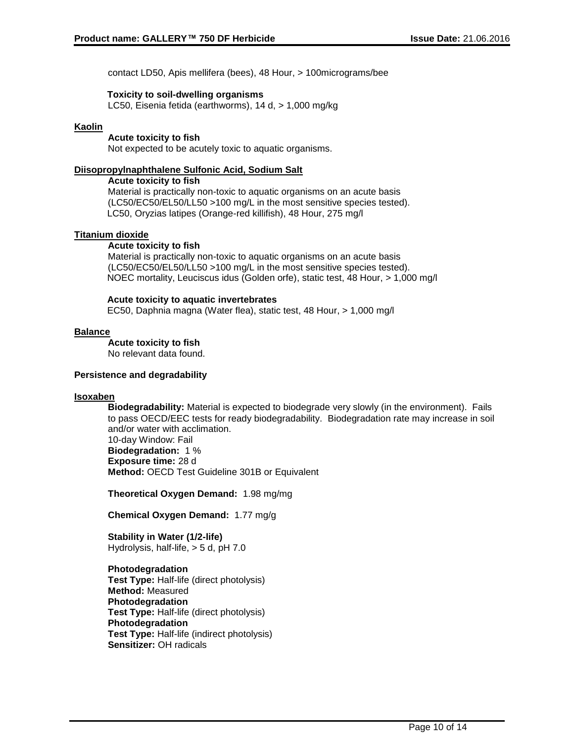contact LD50, Apis mellifera (bees), 48 Hour, > 100micrograms/bee

**Toxicity to soil-dwelling organisms**
LC50, Eisenia fetida (earthworms), 14 d, > 1,000 mg/kg

**Kaolin**

**Acute toxicity to fish**
Not expected to be acutely toxic to aquatic organisms.

**Diisopropylnaphthalene Sulfonic Acid, Sodium Salt**

**Acute toxicity to fish**
Material is practically non-toxic to aquatic organisms on an acute basis (LC50/EC50/EL50/LL50 >100 mg/L in the most sensitive species tested).
LC50, Oryzias latipes (Orange-red killifish), 48 Hour, 275 mg/l

**Titanium dioxide**

**Acute toxicity to fish**
Material is practically non-toxic to aquatic organisms on an acute basis (LC50/EC50/EL50/LL50 >100 mg/L in the most sensitive species tested).
NOEC mortality, Leuciscus idus (Golden orfe), static test, 48 Hour, > 1,000 mg/l

**Acute toxicity to aquatic invertebrates**
EC50, Daphnia magna (Water flea), static test, 48 Hour, > 1,000 mg/l

**Balance**

**Acute toxicity to fish**
No relevant data found.

**Persistence and degradability**

**Isoxaben**

**Biodegradability:** Material is expected to biodegrade very slowly (in the environment). Fails to pass OECD/EEC tests for ready biodegradability. Biodegradation rate may increase in soil and/or water with acclimation.
10-day Window: Fail
**Biodegradation:** 1 %
**Exposure time:** 28 d
**Method:** OECD Test Guideline 301B or Equivalent

**Theoretical Oxygen Demand:** 1.98 mg/mg

**Chemical Oxygen Demand:** 1.77 mg/g

**Stability in Water (1/2-life)**
Hydrolysis, half-life, > 5 d, pH 7.0

**Photodegradation**
**Test Type:** Half-life (direct photolysis)
**Method:** Measured
**Photodegradation**
**Test Type:** Half-life (direct photolysis)
**Photodegradation**
**Test Type:** Half-life (indirect photolysis)
**Sensitizer:** OH radicals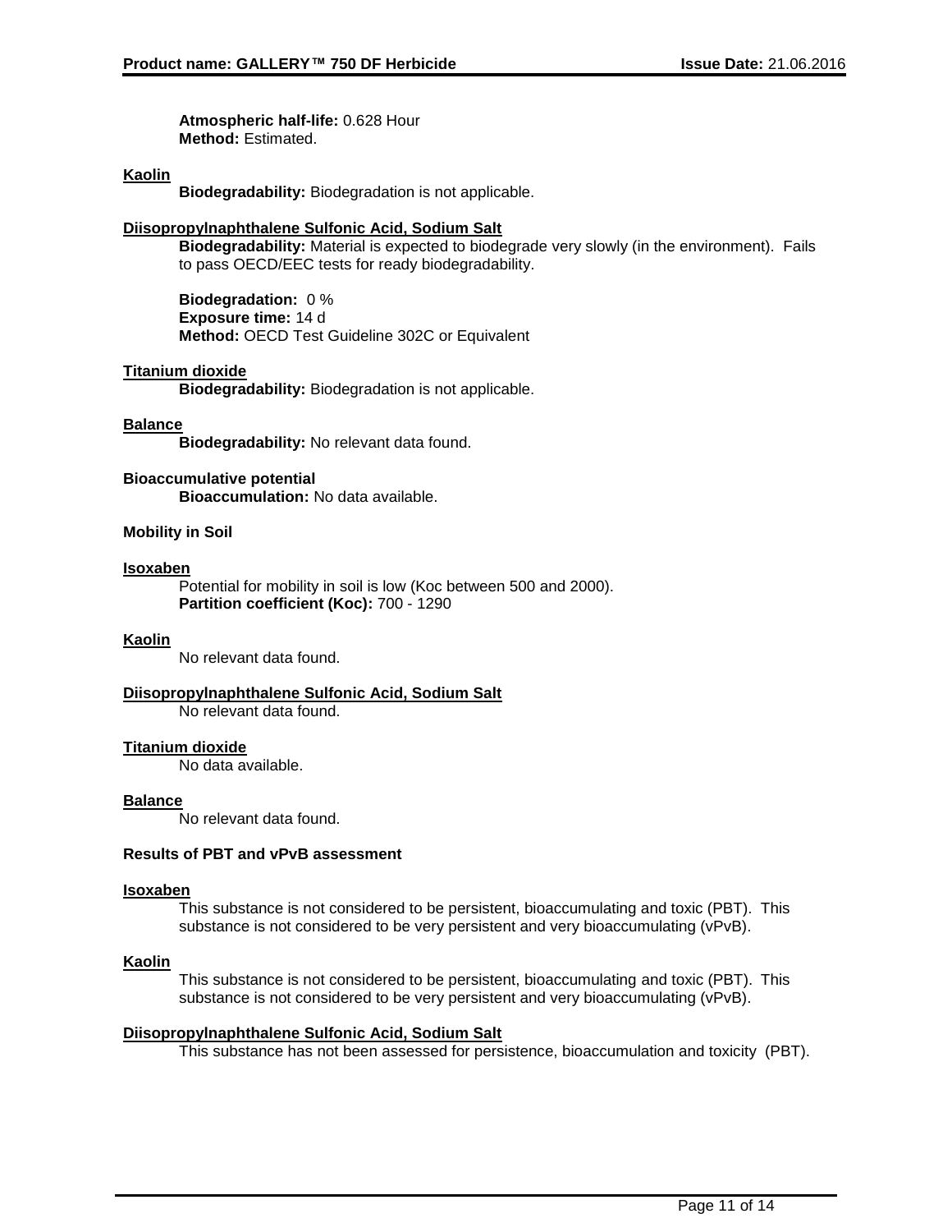**Atmospheric half-life:** 0.628 Hour
**Method:** Estimated.

**Kaolin**

**Biodegradability:** Biodegradation is not applicable.

**Diisopropylnaphthalene Sulfonic Acid, Sodium Salt**

**Biodegradability:** Material is expected to biodegrade very slowly (in the environment). Fails to pass OECD/EEC tests for ready biodegradability.

**Biodegradation:** 0 %
**Exposure time:** 14 d
**Method:** OECD Test Guideline 302C or Equivalent

**Titanium dioxide**

**Biodegradability:** Biodegradation is not applicable.

**Balance**

**Biodegradability:** No relevant data found.

**Bioaccumulative potential**

**Bioaccumulation:** No data available.

**Mobility in Soil**

**Isoxaben**

Potential for mobility in soil is low (Koc between 500 and 2000).
**Partition coefficient (Koc):** 700 - 1290

**Kaolin**

No relevant data found.

**Diisopropylnaphthalene Sulfonic Acid, Sodium Salt**

No relevant data found.

**Titanium dioxide**

No data available.

**Balance**

No relevant data found.

**Results of PBT and vPvB assessment**

**Isoxaben**

This substance is not considered to be persistent, bioaccumulating and toxic (PBT). This substance is not considered to be very persistent and very bioaccumulating (vPvB).

**Kaolin**

This substance is not considered to be persistent, bioaccumulating and toxic (PBT). This substance is not considered to be very persistent and very bioaccumulating (vPvB).

**Diisopropylnaphthalene Sulfonic Acid, Sodium Salt**

This substance has not been assessed for persistence, bioaccumulation and toxicity (PBT).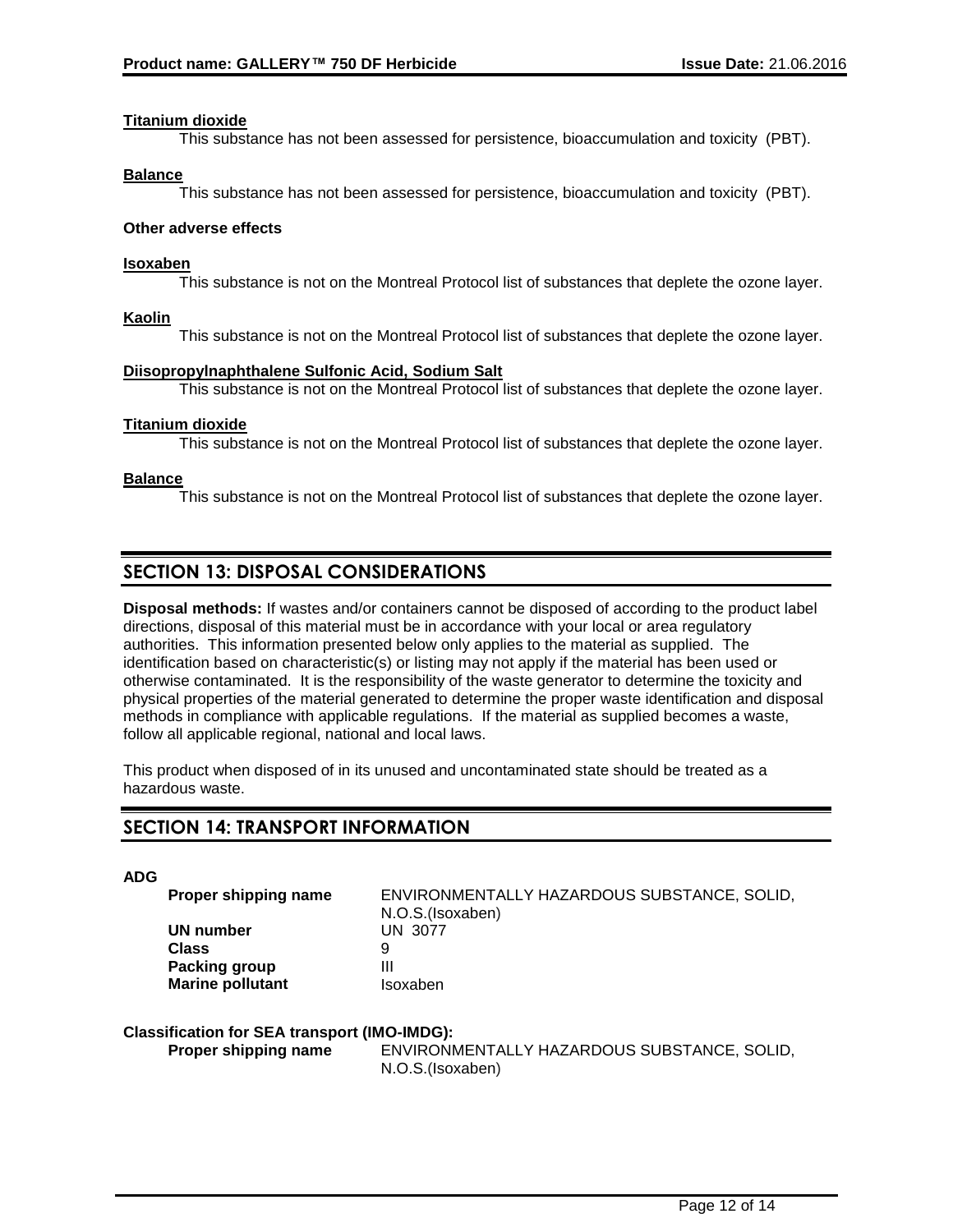**Titanium dioxide**

This substance has not been assessed for persistence, bioaccumulation and toxicity (PBT).

**Balance**

This substance has not been assessed for persistence, bioaccumulation and toxicity (PBT).

**Other adverse effects**

**Isoxaben**

This substance is not on the Montreal Protocol list of substances that deplete the ozone layer.

**Kaolin**

This substance is not on the Montreal Protocol list of substances that deplete the ozone layer.

**Diisopropylnaphthalene Sulfonic Acid, Sodium Salt**

This substance is not on the Montreal Protocol list of substances that deplete the ozone layer.

**Titanium dioxide**

This substance is not on the Montreal Protocol list of substances that deplete the ozone layer.

**Balance**

This substance is not on the Montreal Protocol list of substances that deplete the ozone layer.

## SECTION 13: DISPOSAL CONSIDERATIONS

**Disposal methods:** If wastes and/or containers cannot be disposed of according to the product label directions, disposal of this material must be in accordance with your local or area regulatory authorities. This information presented below only applies to the material as supplied. The identification based on characteristic(s) or listing may not apply if the material has been used or otherwise contaminated. It is the responsibility of the waste generator to determine the toxicity and physical properties of the material generated to determine the proper waste identification and disposal methods in compliance with applicable regulations. If the material as supplied becomes a waste, follow all applicable regional, national and local laws.

This product when disposed of in its unused and uncontaminated state should be treated as a hazardous waste.

## SECTION 14: TRANSPORT INFORMATION

**ADG**

| | |
|---|---|
| **Proper shipping name** | ENVIRONMENTALLY HAZARDOUS SUBSTANCE, SOLID, N.O.S.(Isoxaben) |
| **UN number** | UN 3077 |
| **Class** | 9 |
| **Packing group** | III |
| **Marine pollutant** | Isoxaben |

**Classification for SEA transport (IMO-IMDG):**

| | |
|---|---|
| **Proper shipping name** | ENVIRONMENTALLY HAZARDOUS SUBSTANCE, SOLID, N.O.S.(Isoxaben) |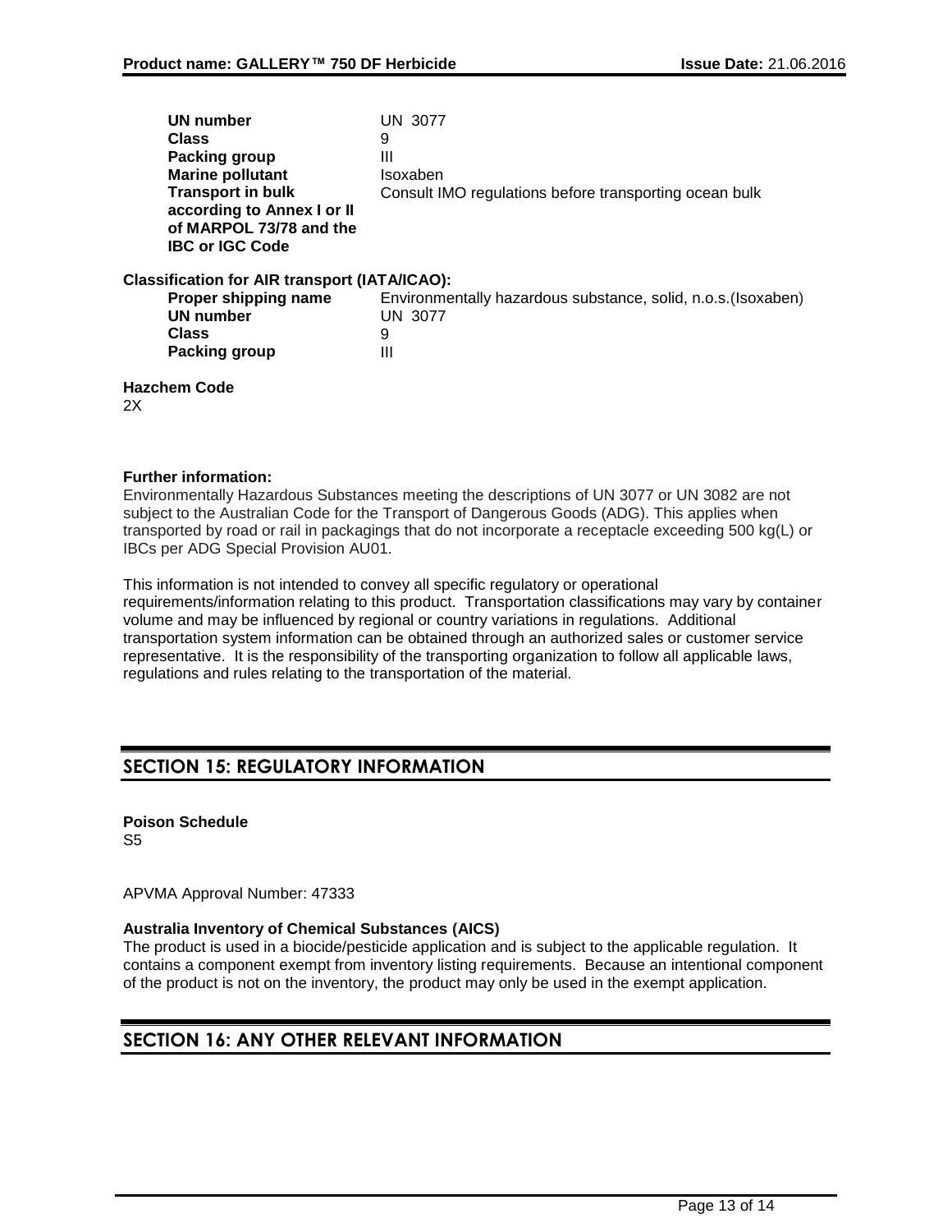| | |
|---|---|
| **UN number** | UN 3077 |
| **Class** | 9 |
| **Packing group** | III |
| **Marine pollutant** | Isoxaben |
| **Transport in bulk according to Annex I or II of MARPOL 73/78 and the IBC or IGC Code** | Consult IMO regulations before transporting ocean bulk |

**Classification for AIR transport (IATA/ICAO):**

| | |
|---|---|
| **Proper shipping name** | Environmentally hazardous substance, solid, n.o.s.(Isoxaben) |
| **UN number** | UN 3077 |
| **Class** | 9 |
| **Packing group** | III |

**Hazchem Code**

2X

**Further information:**

Environmentally Hazardous Substances meeting the descriptions of UN 3077 or UN 3082 are not subject to the Australian Code for the Transport of Dangerous Goods (ADG). This applies when transported by road or rail in packagings that do not incorporate a receptacle exceeding 500 kg(L) or IBCs per ADG Special Provision AU01.

This information is not intended to convey all specific regulatory or operational requirements/information relating to this product. Transportation classifications may vary by container volume and may be influenced by regional or country variations in regulations. Additional transportation system information can be obtained through an authorized sales or customer service representative. It is the responsibility of the transporting organization to follow all applicable laws, regulations and rules relating to the transportation of the material.

## SECTION 15: REGULATORY INFORMATION

**Poison Schedule**

S5

APVMA Approval Number: 47333

**Australia Inventory of Chemical Substances (AICS)**

The product is used in a biocide/pesticide application and is subject to the applicable regulation. It contains a component exempt from inventory listing requirements. Because an intentional component of the product is not on the inventory, the product may only be used in the exempt application.

## SECTION 16: ANY OTHER RELEVANT INFORMATION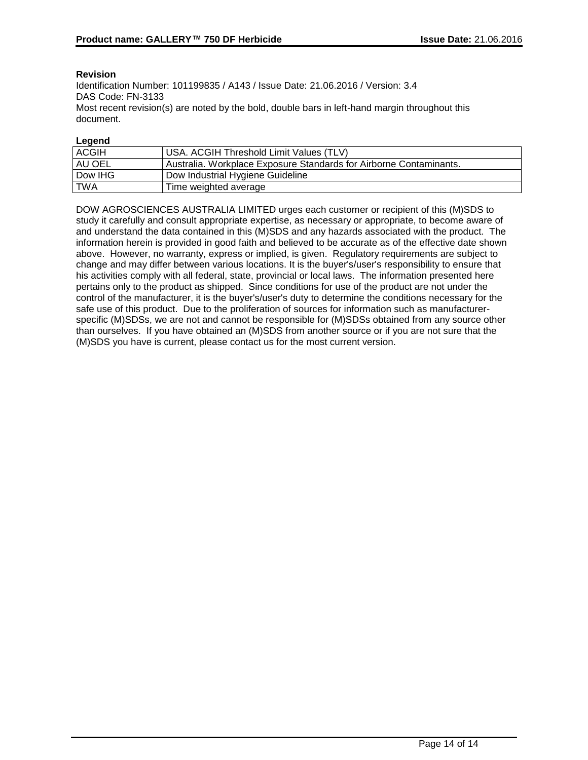**Revision**

Identification Number: 101199835 / A143 / Issue Date: 21.06.2016 / Version: 3.4
DAS Code: FN-3133
Most recent revision(s) are noted by the bold, double bars in left-hand margin throughout this document.

**Legend**

| | |
|---|---|
| ACGIH | USA. ACGIH Threshold Limit Values (TLV) |
| AU OEL | Australia. Workplace Exposure Standards for Airborne Contaminants. |
| Dow IHG | Dow Industrial Hygiene Guideline |
| TWA | Time weighted average |

DOW AGROSCIENCES AUSTRALIA LIMITED urges each customer or recipient of this (M)SDS to study it carefully and consult appropriate expertise, as necessary or appropriate, to become aware of and understand the data contained in this (M)SDS and any hazards associated with the product. The information herein is provided in good faith and believed to be accurate as of the effective date shown above. However, no warranty, express or implied, is given. Regulatory requirements are subject to change and may differ between various locations. It is the buyer's/user's responsibility to ensure that his activities comply with all federal, state, provincial or local laws. The information presented here pertains only to the product as shipped. Since conditions for use of the product are not under the control of the manufacturer, it is the buyer's/user's duty to determine the conditions necessary for the safe use of this product. Due to the proliferation of sources for information such as manufacturer-specific (M)SDSs, we are not and cannot be responsible for (M)SDSs obtained from any source other than ourselves. If you have obtained an (M)SDS from another source or if you are not sure that the (M)SDS you have is current, please contact us for the most current version.